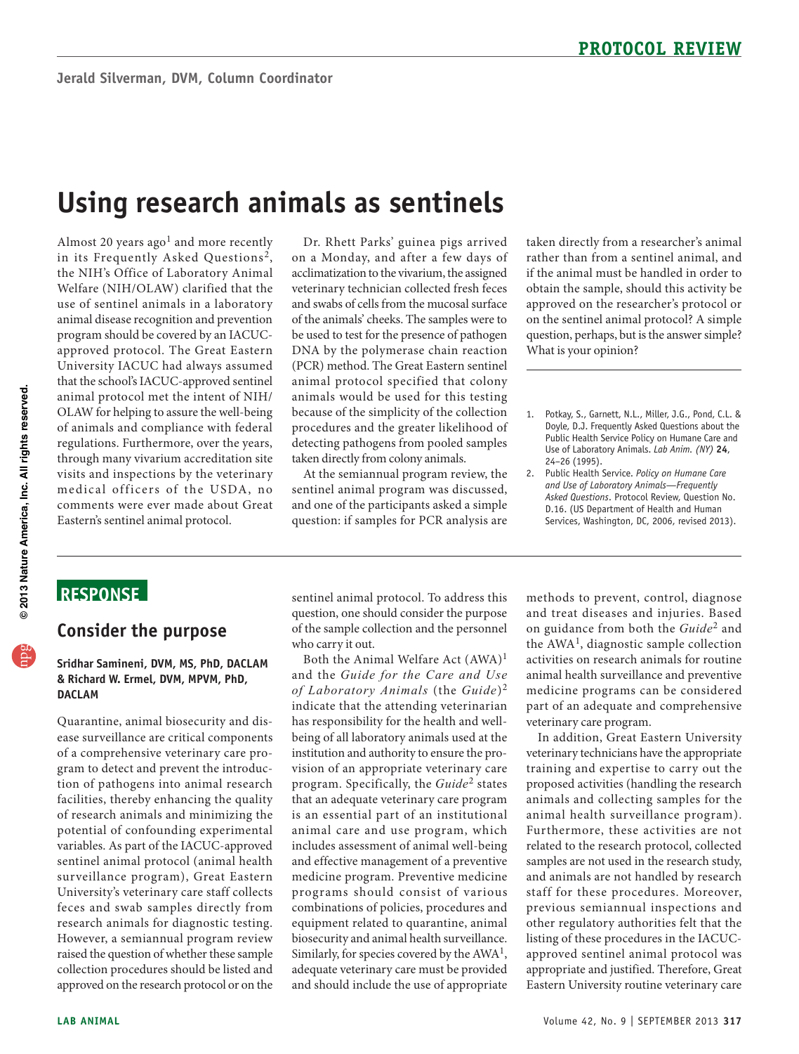# Using research animals as sentinels

Almost 20 years ago[1] and more recently in its Frequently Asked Questions[2], the NIH's Office of Laboratory Animal Welfare (NIH/OLAW) clarified that the use of sentinel animals in a laboratory animal disease recognition and prevention program should be covered by an IACUC-approved protocol. The Great Eastern University IACUC had always assumed that the school's IACUC-approved sentinel animal protocol met the intent of NIH/OLAW for helping to assure the well-being of animals and compliance with federal regulations. Furthermore, over the years, through many vivarium accreditation site visits and inspections by the veterinary medical officers of the USDA, no comments were ever made about Great Eastern's sentinel animal protocol.

Dr. Rhett Parks' guinea pigs arrived on a Monday, and after a few days of acclimatization to the vivarium, the assigned veterinary technician collected fresh feces and swabs of cells from the mucosal surface of the animals' cheeks. The samples were to be used to test for the presence of pathogen DNA by the polymerase chain reaction (PCR) method. The Great Eastern sentinel animal protocol specified that colony animals would be used for this testing because of the simplicity of the collection procedures and the greater likelihood of detecting pathogens from pooled samples taken directly from colony animals.

At the semiannual program review, the sentinel animal program was discussed, and one of the participants asked a simple question: if samples for PCR analysis are taken directly from a researcher's animal rather than from a sentinel animal, and if the animal must be handled in order to obtain the sample, should this activity be approved on the researcher's protocol or on the sentinel animal protocol? A simple question, perhaps, but is the answer simple? What is your opinion?

1. Potkay, S., Garnett, N.L., Miller, J.G., Pond, C.L. & Doyle, D.J. Frequently Asked Questions about the Public Health Service Policy on Humane Care and Use of Laboratory Animals. *Lab Anim. (NY)* **24**, 24–26 (1995).
2. Public Health Service. *Policy on Humane Care and Use of Laboratory Animals—Frequently Asked Questions*. Protocol Review, Question No. D.16. (US Department of Health and Human Services, Washington, DC, 2006, revised 2013).

## RESPONSE

## Consider the purpose

**Sridhar Samineni, DVM, MS, PhD, DACLAM & Richard W. Ermel, DVM, MPVM, PhD, DACLAM**

Quarantine, animal biosecurity and disease surveillance are critical components of a comprehensive veterinary care program to detect and prevent the introduction of pathogens into animal research facilities, thereby enhancing the quality of research animals and minimizing the potential of confounding experimental variables. As part of the IACUC-approved sentinel animal protocol (animal health surveillance program), Great Eastern University's veterinary care staff collects feces and swab samples directly from research animals for diagnostic testing. However, a semiannual program review raised the question of whether these sample collection procedures should be listed and approved on the research protocol or on the sentinel animal protocol. To address this question, one should consider the purpose of the sample collection and the personnel who carry it out.

Both the Animal Welfare Act (AWA)[1] and the *Guide for the Care and Use of Laboratory Animals* (the *Guide*)[2] indicate that the attending veterinarian has responsibility for the health and well-being of all laboratory animals used at the institution and authority to ensure the provision of an appropriate veterinary care program. Specifically, the *Guide*[2] states that an adequate veterinary care program is an essential part of an institutional animal care and use program, which includes assessment of animal well-being and effective management of a preventive medicine program. Preventive medicine programs should consist of various combinations of policies, procedures and equipment related to quarantine, animal biosecurity and animal health surveillance. Similarly, for species covered by the AWA[1], adequate veterinary care must be provided and should include the use of appropriate methods to prevent, control, diagnose and treat diseases and injuries. Based on guidance from both the *Guide*[2] and the AWA[1], diagnostic sample collection activities on research animals for routine animal health surveillance and preventive medicine programs can be considered part of an adequate and comprehensive veterinary care program.

In addition, Great Eastern University veterinary technicians have the appropriate training and expertise to carry out the proposed activities (handling the research animals and collecting samples for the animal health surveillance program). Furthermore, these activities are not related to the research protocol, collected samples are not used in the research study, and animals are not handled by research staff for these procedures. Moreover, previous semiannual inspections and other regulatory authorities felt that the listing of these procedures in the IACUC-approved sentinel animal protocol was appropriate and justified. Therefore, Great Eastern University routine veterinary care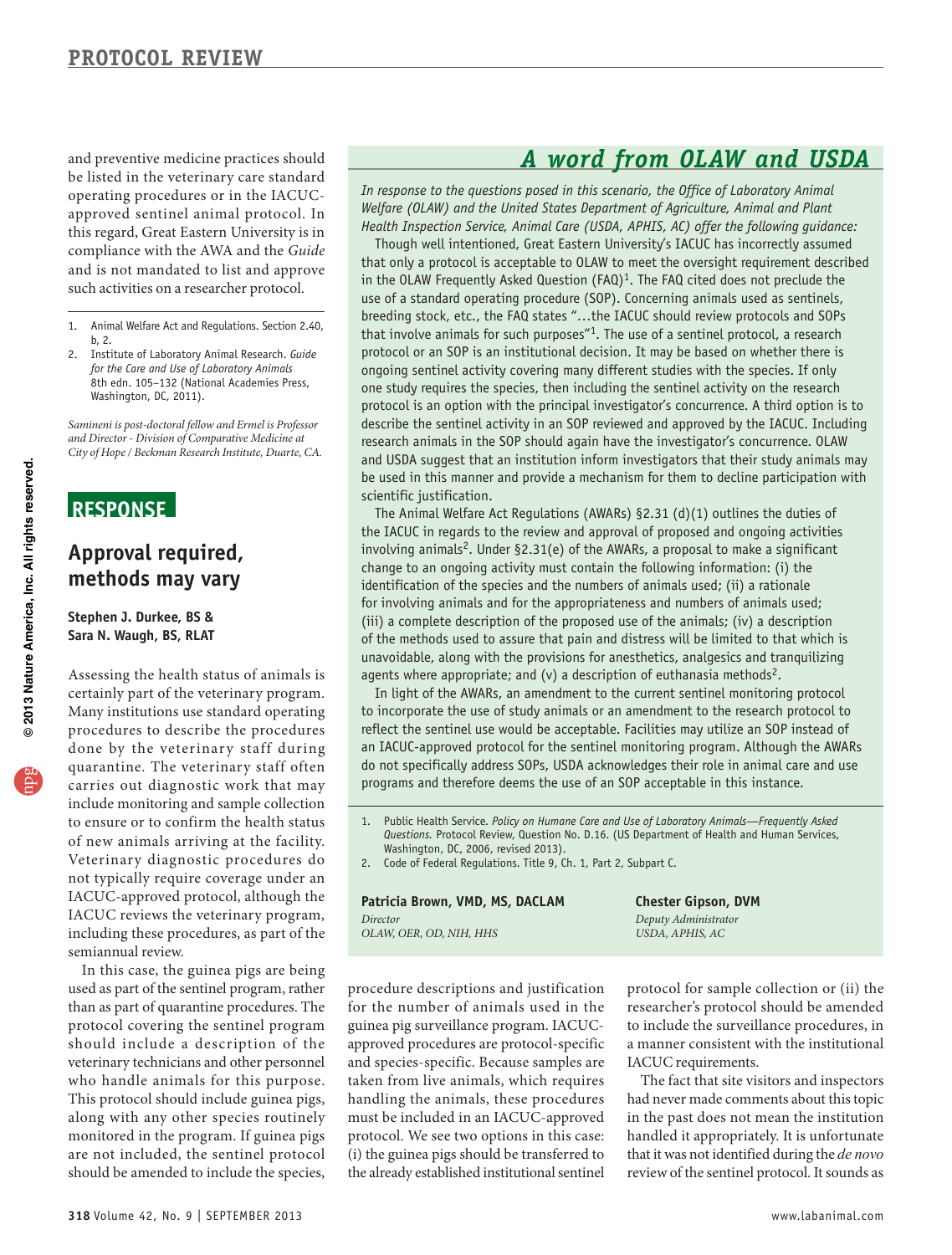and preventive medicine practices should be listed in the veterinary care standard operating procedures or in the IACUC-approved sentinel animal protocol. In this regard, Great Eastern University is in compliance with the AWA and the *Guide* and is not mandated to list and approve such activities on a researcher protocol.

1. Animal Welfare Act and Regulations. Section 2.40, b, 2.
2. Institute of Laboratory Animal Research. *Guide for the Care and Use of Laboratory Animals* 8th edn. 105–132 (National Academies Press, Washington, DC, 2011).

*Samineni is post-doctoral fellow and Ermel is Professor and Director - Division of Comparative Medicine at City of Hope / Beckman Research Institute, Duarte, CA.*

## RESPONSE

## Approval required, methods may vary

**Stephen J. Durkee, BS & Sara N. Waugh, BS, RLAT**

Assessing the health status of animals is certainly part of the veterinary program. Many institutions use standard operating procedures to describe the procedures done by the veterinary staff during quarantine. The veterinary staff often carries out diagnostic work that may include monitoring and sample collection to ensure or to confirm the health status of new animals arriving at the facility. Veterinary diagnostic procedures do not typically require coverage under an IACUC-approved protocol, although the IACUC reviews the veterinary program, including these procedures, as part of the semiannual review.

In this case, the guinea pigs are being used as part of the sentinel program, rather than as part of quarantine procedures. The protocol covering the sentinel program should include a description of the veterinary technicians and other personnel who handle animals for this purpose. This protocol should include guinea pigs, along with any other species routinely monitored in the program. If guinea pigs are not included, the sentinel protocol should be amended to include the species, procedure descriptions and justification for the number of animals used in the guinea pig surveillance program. IACUC-approved procedures are protocol-specific and species-specific. Because samples are taken from live animals, which requires handling the animals, these procedures must be included in an IACUC-approved protocol. We see two options in this case: (i) the guinea pigs should be transferred to the already established institutional sentinel protocol for sample collection or (ii) the researcher's protocol should be amended to include the surveillance procedures, in a manner consistent with the institutional IACUC requirements.

The fact that site visitors and inspectors had never made comments about this topic in the past does not mean the institution handled it appropriately. It is unfortunate that it was not identified during the *de novo* review of the sentinel protocol. It sounds as

## *A word from OLAW and USDA*

*In response to the questions posed in this scenario, the Office of Laboratory Animal Welfare (OLAW) and the United States Department of Agriculture, Animal and Plant Health Inspection Service, Animal Care (USDA, APHIS, AC) offer the following guidance:*

Though well intentioned, Great Eastern University's IACUC has incorrectly assumed that only a protocol is acceptable to OLAW to meet the oversight requirement described in the OLAW Frequently Asked Question (FAQ)[1]. The FAQ cited does not preclude the use of a standard operating procedure (SOP). Concerning animals used as sentinels, breeding stock, etc., the FAQ states "…the IACUC should review protocols and SOPs that involve animals for such purposes"[1]. The use of a sentinel protocol, a research protocol or an SOP is an institutional decision. It may be based on whether there is ongoing sentinel activity covering many different studies with the species. If only one study requires the species, then including the sentinel activity on the research protocol is an option with the principal investigator's concurrence. A third option is to describe the sentinel activity in an SOP reviewed and approved by the IACUC. Including research animals in the SOP should again have the investigator's concurrence. OLAW and USDA suggest that an institution inform investigators that their study animals may be used in this manner and provide a mechanism for them to decline participation with scientific justification.

The Animal Welfare Act Regulations (AWARs) §2.31 (d)(1) outlines the duties of the IACUC in regards to the review and approval of proposed and ongoing activities involving animals[2]. Under §2.31(e) of the AWARs, a proposal to make a significant change to an ongoing activity must contain the following information: (i) the identification of the species and the numbers of animals used; (ii) a rationale for involving animals and for the appropriateness and numbers of animals used; (iii) a complete description of the proposed use of the animals; (iv) a description of the methods used to assure that pain and distress will be limited to that which is unavoidable, along with the provisions for anesthetics, analgesics and tranquilizing agents where appropriate; and (v) a description of euthanasia methods[2].

In light of the AWARs, an amendment to the current sentinel monitoring protocol to incorporate the use of study animals or an amendment to the research protocol to reflect the sentinel use would be acceptable. Facilities may utilize an SOP instead of an IACUC-approved protocol for the sentinel monitoring program. Although the AWARs do not specifically address SOPs, USDA acknowledges their role in animal care and use programs and therefore deems the use of an SOP acceptable in this instance.

1. Public Health Service. *Policy on Humane Care and Use of Laboratory Animals—Frequently Asked Questions.* Protocol Review, Question No. D.16. (US Department of Health and Human Services, Washington, DC, 2006, revised 2013).
2. Code of Federal Regulations. Title 9, Ch. 1, Part 2, Subpart C.

**Patricia Brown, VMD, MS, DACLAM**
*Director*
*OLAW, OER, OD, NIH, HHS*

**Chester Gipson, DVM**
*Deputy Administrator*
*USDA, APHIS, AC*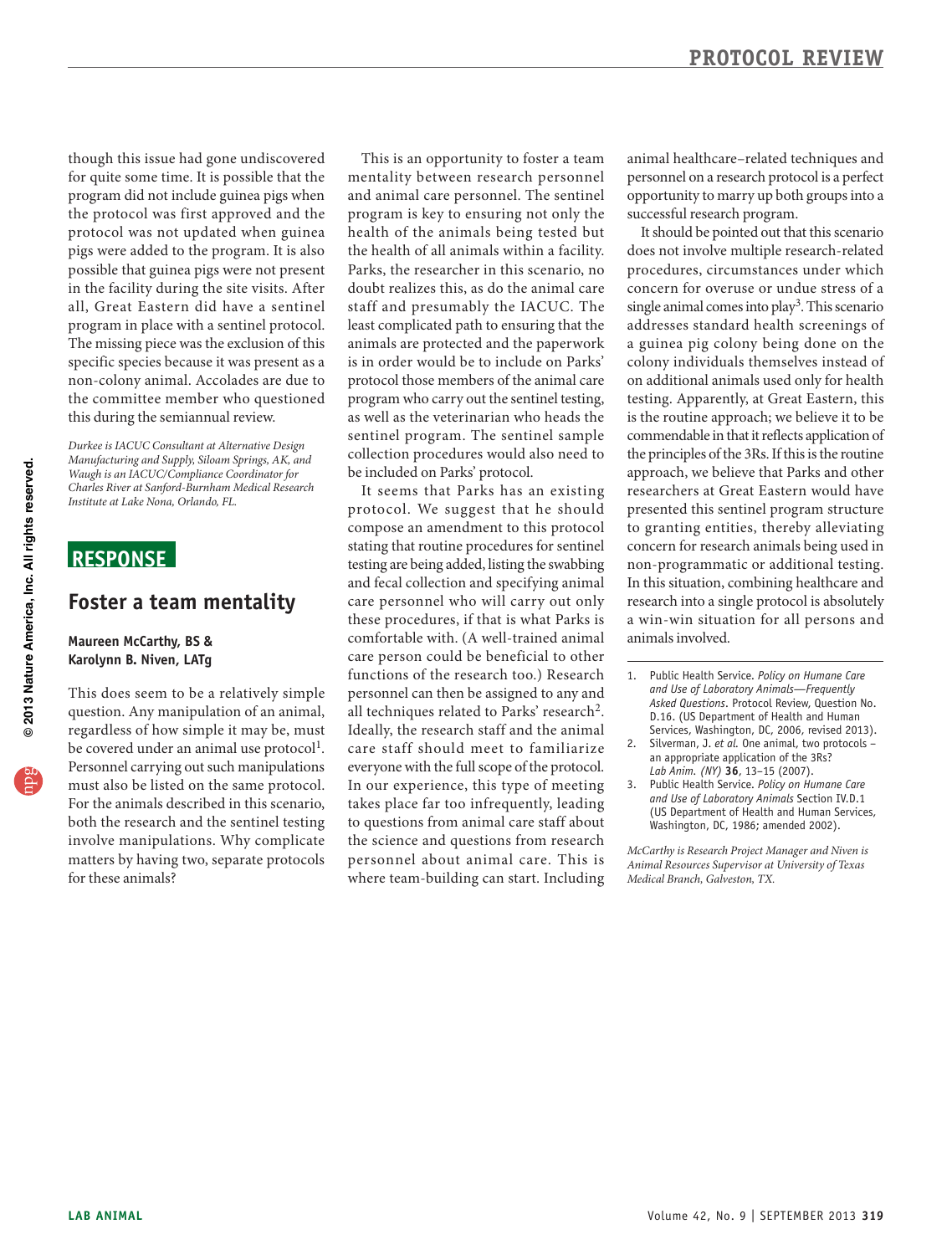though this issue had gone undiscovered for quite some time. It is possible that the program did not include guinea pigs when the protocol was first approved and the protocol was not updated when guinea pigs were added to the program. It is also possible that guinea pigs were not present in the facility during the site visits. After all, Great Eastern did have a sentinel program in place with a sentinel protocol. The missing piece was the exclusion of this specific species because it was present as a non-colony animal. Accolades are due to the committee member who questioned this during the semiannual review.

*Durkee is IACUC Consultant at Alternative Design Manufacturing and Supply, Siloam Springs, AK, and Waugh is an IACUC/Compliance Coordinator for Charles River at Sanford-Burnham Medical Research Institute at Lake Nona, Orlando, FL.*

## RESPONSE

## Foster a team mentality

**Maureen McCarthy, BS & Karolynn B. Niven, LATg**

This does seem to be a relatively simple question. Any manipulation of an animal, regardless of how simple it may be, must be covered under an animal use protocol[1]. Personnel carrying out such manipulations must also be listed on the same protocol. For the animals described in this scenario, both the research and the sentinel testing involve manipulations. Why complicate matters by having two, separate protocols for these animals?

This is an opportunity to foster a team mentality between research personnel and animal care personnel. The sentinel program is key to ensuring not only the health of the animals being tested but the health of all animals within a facility. Parks, the researcher in this scenario, no doubt realizes this, as do the animal care staff and presumably the IACUC. The least complicated path to ensuring that the animals are protected and the paperwork is in order would be to include on Parks' protocol those members of the animal care program who carry out the sentinel testing, as well as the veterinarian who heads the sentinel program. The sentinel sample collection procedures would also need to be included on Parks' protocol.

It seems that Parks has an existing protocol. We suggest that he should compose an amendment to this protocol stating that routine procedures for sentinel testing are being added, listing the swabbing and fecal collection and specifying animal care personnel who will carry out only these procedures, if that is what Parks is comfortable with. (A well-trained animal care person could be beneficial to other functions of the research too.) Research personnel can then be assigned to any and all techniques related to Parks' research[2]. Ideally, the research staff and the animal care staff should meet to familiarize everyone with the full scope of the protocol. In our experience, this type of meeting takes place far too infrequently, leading to questions from animal care staff about the science and questions from research personnel about animal care. This is where team-building can start. Including animal healthcare–related techniques and personnel on a research protocol is a perfect opportunity to marry up both groups into a successful research program.

It should be pointed out that this scenario does not involve multiple research-related procedures, circumstances under which concern for overuse or undue stress of a single animal comes into play[3]. This scenario addresses standard health screenings of a guinea pig colony being done on the colony individuals themselves instead of on additional animals used only for health testing. Apparently, at Great Eastern, this is the routine approach; we believe it to be commendable in that it reflects application of the principles of the 3Rs. If this is the routine approach, we believe that Parks and other researchers at Great Eastern would have presented this sentinel program structure to granting entities, thereby alleviating concern for research animals being used in non-programmatic or additional testing. In this situation, combining healthcare and research into a single protocol is absolutely a win-win situation for all persons and animals involved.

1. Public Health Service. *Policy on Humane Care and Use of Laboratory Animals—Frequently Asked Questions*. Protocol Review, Question No. D.16. (US Department of Health and Human Services, Washington, DC, 2006, revised 2013).
2. Silverman, J. *et al*. One animal, two protocols – an appropriate application of the 3Rs? *Lab Anim. (NY)* **36**, 13–15 (2007).
3. Public Health Service. *Policy on Humane Care and Use of Laboratory Animals* Section IV.D.1 (US Department of Health and Human Services, Washington, DC, 1986; amended 2002).

*McCarthy is Research Project Manager and Niven is Animal Resources Supervisor at University of Texas Medical Branch, Galveston, TX.*